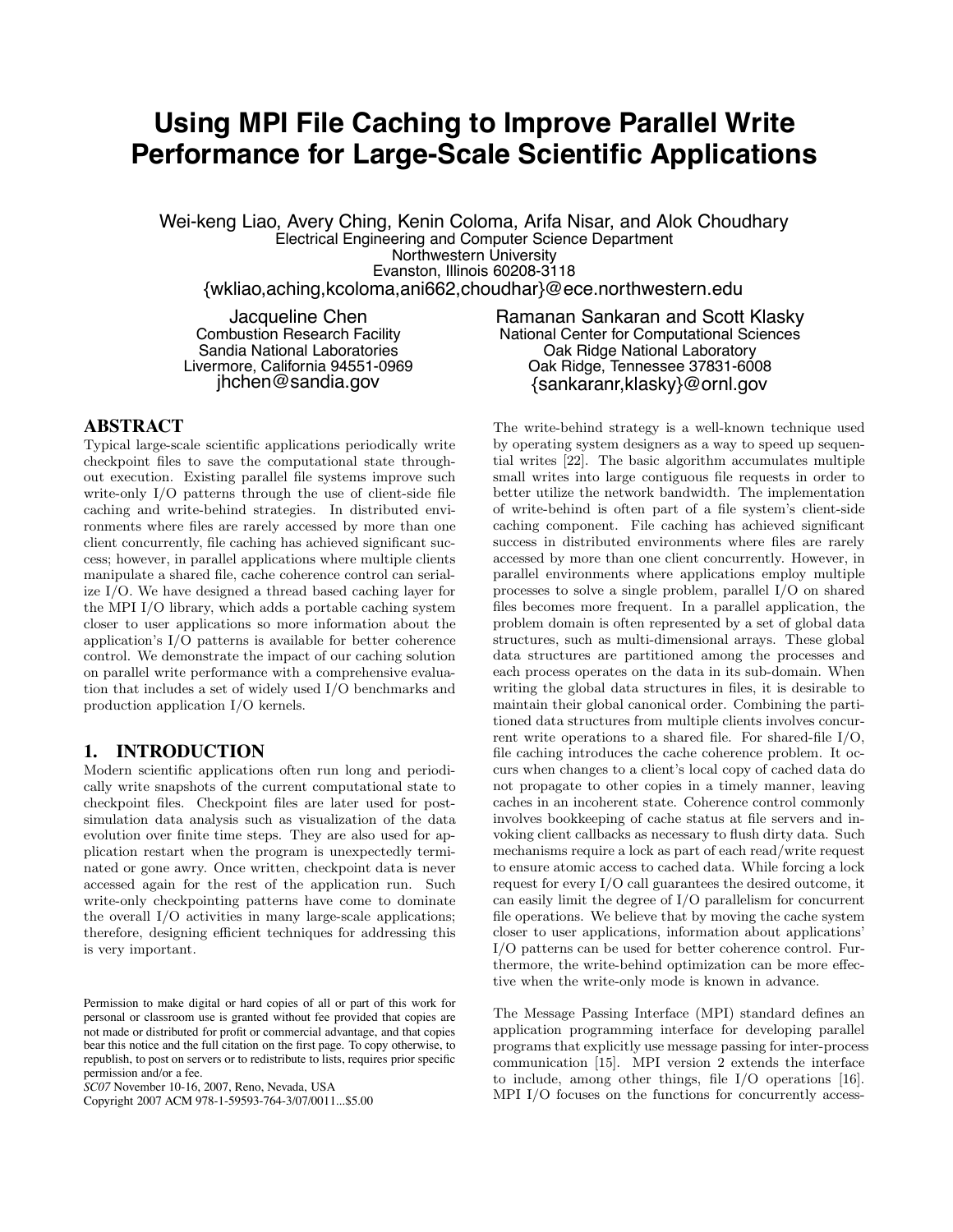# Using MPI File Caching to Improve Parallel Write Performance for Large-Scale Scientific Applications

Wei-keng Liao, Avery Ching, Kenin Coloma, Arifa Nisar, and Alok Choudhary
Electrical Engineering and Computer Science Department
Northwestern University
Evanston, Illinois 60208-3118
{wkliao,aching,kcoloma,ani662,choudhar}@ece.northwestern.edu

Jacqueline Chen
Combustion Research Facility
Sandia National Laboratories
Livermore, California 94551-0969
jhchen@sandia.gov

Ramanan Sankaran and Scott Klasky
National Center for Computational Sciences
Oak Ridge National Laboratory
Oak Ridge, Tennessee 37831-6008
{sankaranr,klasky}@ornl.gov

## ABSTRACT

Typical large-scale scientific applications periodically write checkpoint files to save the computational state throughout execution. Existing parallel file systems improve such write-only I/O patterns through the use of client-side file caching and write-behind strategies. In distributed environments where files are rarely accessed by more than one client concurrently, file caching has achieved significant success; however, in parallel applications where multiple clients manipulate a shared file, cache coherence control can serialize I/O. We have designed a thread based caching layer for the MPI I/O library, which adds a portable caching system closer to user applications so more information about the application's I/O patterns is available for better coherence control. We demonstrate the impact of our caching solution on parallel write performance with a comprehensive evaluation that includes a set of widely used I/O benchmarks and production application I/O kernels.

## 1. INTRODUCTION

Modern scientific applications often run long and periodically write snapshots of the current computational state to checkpoint files. Checkpoint files are later used for post-simulation data analysis such as visualization of the data evolution over finite time steps. They are also used for application restart when the program is unexpectedly terminated or gone awry. Once written, checkpoint data is never accessed again for the rest of the application run. Such write-only checkpointing patterns have come to dominate the overall I/O activities in many large-scale applications; therefore, designing efficient techniques for addressing this is very important.

Permission to make digital or hard copies of all or part of this work for personal or classroom use is granted without fee provided that copies are not made or distributed for profit or commercial advantage, and that copies bear this notice and the full citation on the first page. To copy otherwise, to republish, to post on servers or to redistribute to lists, requires prior specific permission and/or a fee.
*SC07* November 10-16, 2007, Reno, Nevada, USA
Copyright 2007 ACM 978-1-59593-764-3/07/0011...$5.00

The write-behind strategy is a well-known technique used by operating system designers as a way to speed up sequential writes [22]. The basic algorithm accumulates multiple small writes into large contiguous file requests in order to better utilize the network bandwidth. The implementation of write-behind is often part of a file system's client-side caching component. File caching has achieved significant success in distributed environments where files are rarely accessed by more than one client concurrently. However, in parallel environments where applications employ multiple processes to solve a single problem, parallel I/O on shared files becomes more frequent. In a parallel application, the problem domain is often represented by a set of global data structures, such as multi-dimensional arrays. These global data structures are partitioned among the processes and each process operates on the data in its sub-domain. When writing the global data structures in files, it is desirable to maintain their global canonical order. Combining the partitioned data structures from multiple clients involves concurrent write operations to a shared file. For shared-file I/O, file caching introduces the cache coherence problem. It occurs when changes to a client's local copy of cached data do not propagate to other copies in a timely manner, leaving caches in an incoherent state. Coherence control commonly involves bookkeeping of cache status at file servers and invoking client callbacks as necessary to flush dirty data. Such mechanisms require a lock as part of each read/write request to ensure atomic access to cached data. While forcing a lock request for every I/O call guarantees the desired outcome, it can easily limit the degree of I/O parallelism for concurrent file operations. We believe that by moving the cache system closer to user applications, information about applications' I/O patterns can be used for better coherence control. Furthermore, the write-behind optimization can be more effective when the write-only mode is known in advance.

The Message Passing Interface (MPI) standard defines an application programming interface for developing parallel programs that explicitly use message passing for inter-process communication [15]. MPI version 2 extends the interface to include, among other things, file I/O operations [16]. MPI I/O focuses on the functions for concurrently access-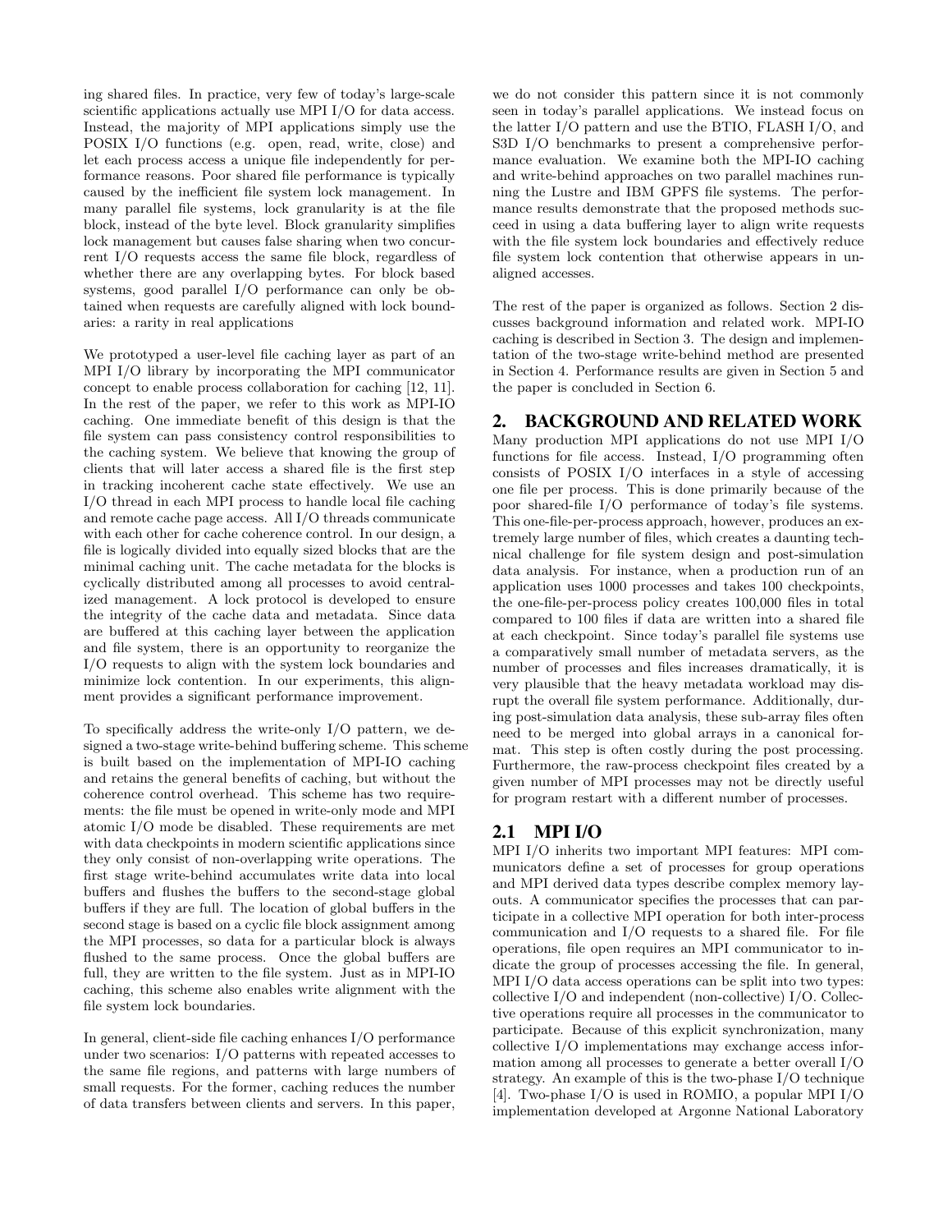ing shared files. In practice, very few of today's large-scale scientific applications actually use MPI I/O for data access. Instead, the majority of MPI applications simply use the POSIX I/O functions (e.g. open, read, write, close) and let each process access a unique file independently for performance reasons. Poor shared file performance is typically caused by the inefficient file system lock management. In many parallel file systems, lock granularity is at the file block, instead of the byte level. Block granularity simplifies lock management but causes false sharing when two concurrent I/O requests access the same file block, regardless of whether there are any overlapping bytes. For block based systems, good parallel I/O performance can only be obtained when requests are carefully aligned with lock boundaries: a rarity in real applications

We prototyped a user-level file caching layer as part of an MPI I/O library by incorporating the MPI communicator concept to enable process collaboration for caching [12, 11]. In the rest of the paper, we refer to this work as MPI-IO caching. One immediate benefit of this design is that the file system can pass consistency control responsibilities to the caching system. We believe that knowing the group of clients that will later access a shared file is the first step in tracking incoherent cache state effectively. We use an I/O thread in each MPI process to handle local file caching and remote cache page access. All I/O threads communicate with each other for cache coherence control. In our design, a file is logically divided into equally sized blocks that are the minimal caching unit. The cache metadata for the blocks is cyclically distributed among all processes to avoid centralized management. A lock protocol is developed to ensure the integrity of the cache data and metadata. Since data are buffered at this caching layer between the application and file system, there is an opportunity to reorganize the I/O requests to align with the system lock boundaries and minimize lock contention. In our experiments, this alignment provides a significant performance improvement.

To specifically address the write-only I/O pattern, we designed a two-stage write-behind buffering scheme. This scheme is built based on the implementation of MPI-IO caching and retains the general benefits of caching, but without the coherence control overhead. This scheme has two requirements: the file must be opened in write-only mode and MPI atomic I/O mode be disabled. These requirements are met with data checkpoints in modern scientific applications since they only consist of non-overlapping write operations. The first stage write-behind accumulates write data into local buffers and flushes the buffers to the second-stage global buffers if they are full. The location of global buffers in the second stage is based on a cyclic file block assignment among the MPI processes, so data for a particular block is always flushed to the same process. Once the global buffers are full, they are written to the file system. Just as in MPI-IO caching, this scheme also enables write alignment with the file system lock boundaries.

In general, client-side file caching enhances I/O performance under two scenarios: I/O patterns with repeated accesses to the same file regions, and patterns with large numbers of small requests. For the former, caching reduces the number of data transfers between clients and servers. In this paper, we do not consider this pattern since it is not commonly seen in today's parallel applications. We instead focus on the latter I/O pattern and use the BTIO, FLASH I/O, and S3D I/O benchmarks to present a comprehensive performance evaluation. We examine both the MPI-IO caching and write-behind approaches on two parallel machines running the Lustre and IBM GPFS file systems. The performance results demonstrate that the proposed methods succeed in using a data buffering layer to align write requests with the file system lock boundaries and effectively reduce file system lock contention that otherwise appears in unaligned accesses.

The rest of the paper is organized as follows. Section 2 discusses background information and related work. MPI-IO caching is described in Section 3. The design and implementation of the two-stage write-behind method are presented in Section 4. Performance results are given in Section 5 and the paper is concluded in Section 6.

## 2. BACKGROUND AND RELATED WORK

Many production MPI applications do not use MPI I/O functions for file access. Instead, I/O programming often consists of POSIX I/O interfaces in a style of accessing one file per process. This is done primarily because of the poor shared-file I/O performance of today's file systems. This one-file-per-process approach, however, produces an extremely large number of files, which creates a daunting technical challenge for file system design and post-simulation data analysis. For instance, when a production run of an application uses 1000 processes and takes 100 checkpoints, the one-file-per-process policy creates 100,000 files in total compared to 100 files if data are written into a shared file at each checkpoint. Since today's parallel file systems use a comparatively small number of metadata servers, as the number of processes and files increases dramatically, it is very plausible that the heavy metadata workload may disrupt the overall file system performance. Additionally, during post-simulation data analysis, these sub-array files often need to be merged into global arrays in a canonical format. This step is often costly during the post processing. Furthermore, the raw-process checkpoint files created by a given number of MPI processes may not be directly useful for program restart with a different number of processes.

### 2.1 MPI I/O

MPI I/O inherits two important MPI features: MPI communicators define a set of processes for group operations and MPI derived data types describe complex memory layouts. A communicator specifies the processes that can participate in a collective MPI operation for both inter-process communication and I/O requests to a shared file. For file operations, file open requires an MPI communicator to indicate the group of processes accessing the file. In general, MPI I/O data access operations can be split into two types: collective I/O and independent (non-collective) I/O. Collective operations require all processes in the communicator to participate. Because of this explicit synchronization, many collective I/O implementations may exchange access information among all processes to generate a better overall I/O strategy. An example of this is the two-phase I/O technique [4]. Two-phase I/O is used in ROMIO, a popular MPI I/O implementation developed at Argonne National Laboratory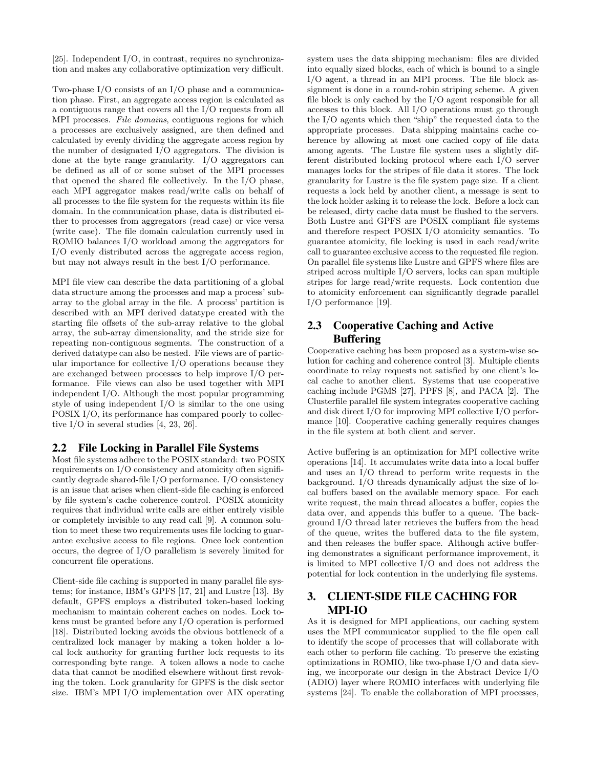[25]. Independent I/O, in contrast, requires no synchronization and makes any collaborative optimization very difficult.

Two-phase I/O consists of an I/O phase and a communication phase. First, an aggregate access region is calculated as a contiguous range that covers all the I/O requests from all MPI processes. *File domains*, contiguous regions for which a processes are exclusively assigned, are then defined and calculated by evenly dividing the aggregate access region by the number of designated I/O aggregators. The division is done at the byte range granularity. I/O aggregators can be defined as all of or some subset of the MPI processes that opened the shared file collectively. In the I/O phase, each MPI aggregator makes read/write calls on behalf of all processes to the file system for the requests within its file domain. In the communication phase, data is distributed either to processes from aggregators (read case) or vice versa (write case). The file domain calculation currently used in ROMIO balances I/O workload among the aggregators for I/O evenly distributed across the aggregate access region, but may not always result in the best I/O performance.

MPI file view can describe the data partitioning of a global data structure among the processes and map a process' sub-array to the global array in the file. A process' partition is described with an MPI derived datatype created with the starting file offsets of the sub-array relative to the global array, the sub-array dimensionality, and the stride size for repeating non-contiguous segments. The construction of a derived datatype can also be nested. File views are of particular importance for collective I/O operations because they are exchanged between processes to help improve I/O performance. File views can also be used together with MPI independent I/O. Although the most popular programming style of using independent I/O is similar to the one using POSIX I/O, its performance has compared poorly to collective I/O in several studies [4, 23, 26].

## 2.2 File Locking in Parallel File Systems

Most file systems adhere to the POSIX standard: two POSIX requirements on I/O consistency and atomicity often significantly degrade shared-file I/O performance. I/O consistency is an issue that arises when client-side file caching is enforced by file system's cache coherence control. POSIX atomicity requires that individual write calls are either entirely visible or completely invisible to any read call [9]. A common solution to meet these two requirements uses file locking to guarantee exclusive access to file regions. Once lock contention occurs, the degree of I/O parallelism is severely limited for concurrent file operations.

Client-side file caching is supported in many parallel file systems; for instance, IBM's GPFS [17, 21] and Lustre [13]. By default, GPFS employs a distributed token-based locking mechanism to maintain coherent caches on nodes. Lock tokens must be granted before any I/O operation is performed [18]. Distributed locking avoids the obvious bottleneck of a centralized lock manager by making a token holder a local lock authority for granting further lock requests to its corresponding byte range. A token allows a node to cache data that cannot be modified elsewhere without first revoking the token. Lock granularity for GPFS is the disk sector size. IBM's MPI I/O implementation over AIX operating system uses the data shipping mechanism: files are divided into equally sized blocks, each of which is bound to a single I/O agent, a thread in an MPI process. The file block assignment is done in a round-robin striping scheme. A given file block is only cached by the I/O agent responsible for all accesses to this block. All I/O operations must go through the I/O agents which then "ship" the requested data to the appropriate processes. Data shipping maintains cache coherence by allowing at most one cached copy of file data among agents. The Lustre file system uses a slightly different distributed locking protocol where each I/O server manages locks for the stripes of file data it stores. The lock granularity for Lustre is the file system page size. If a client requests a lock held by another client, a message is sent to the lock holder asking it to release the lock. Before a lock can be released, dirty cache data must be flushed to the servers. Both Lustre and GPFS are POSIX compliant file systems and therefore respect POSIX I/O atomicity semantics. To guarantee atomicity, file locking is used in each read/write call to guarantee exclusive access to the requested file region. On parallel file systems like Lustre and GPFS where files are striped across multiple I/O servers, locks can span multiple stripes for large read/write requests. Lock contention due to atomicity enforcement can significantly degrade parallel I/O performance [19].

## 2.3 Cooperative Caching and Active Buffering

Cooperative caching has been proposed as a system-wise solution for caching and coherence control [3]. Multiple clients coordinate to relay requests not satisfied by one client's local cache to another client. Systems that use cooperative caching include PGMS [27], PPFS [8], and PACA [2]. The Clusterfile parallel file system integrates cooperative caching and disk direct I/O for improving MPI collective I/O performance [10]. Cooperative caching generally requires changes in the file system at both client and server.

Active buffering is an optimization for MPI collective write operations [14]. It accumulates write data into a local buffer and uses an I/O thread to perform write requests in the background. I/O threads dynamically adjust the size of local buffers based on the available memory space. For each write request, the main thread allocates a buffer, copies the data over, and appends this buffer to a queue. The background I/O thread later retrieves the buffers from the head of the queue, writes the buffered data to the file system, and then releases the buffer space. Although active buffering demonstrates a significant performance improvement, it is limited to MPI collective I/O and does not address the potential for lock contention in the underlying file systems.

# 3. CLIENT-SIDE FILE CACHING FOR MPI-IO

As it is designed for MPI applications, our caching system uses the MPI communicator supplied to the file open call to identify the scope of processes that will collaborate with each other to perform file caching. To preserve the existing optimizations in ROMIO, like two-phase I/O and data sieving, we incorporate our design in the Abstract Device I/O (ADIO) layer where ROMIO interfaces with underlying file systems [24]. To enable the collaboration of MPI processes,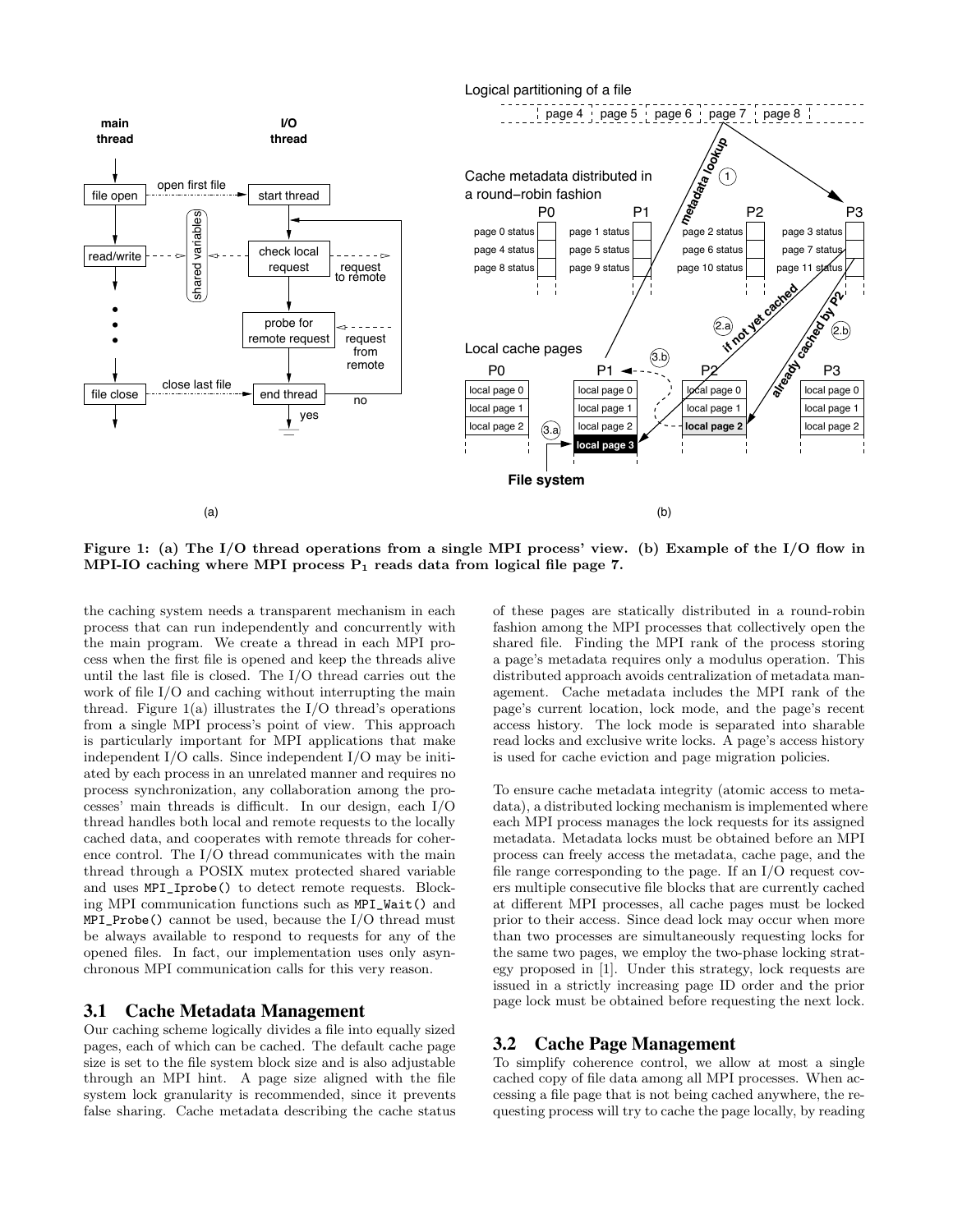Logical partitioning of a file

page 4 | page 5 | page 6 | page 7 | page 8

main thread

I/O thread

file open

open first file

start thread

read/write

shared variables

check local request

request to remote

probe for remote request

request from remote

file close

close last file

end thread

no

yes

Cache metadata distributed in a round-robin fashion

P0 P1 P2 P3

page 0 status, page 4 status, page 8 status

page 1 status, page 5 status, page 9 status

page 2 status, page 6 status, page 10 status

page 3 status, page 7 status, page 11 status

metadata lookup (1)

if not yet cached (2.a)

already cached by P2 (2.b)

Local cache pages

P0 P1 P2 P3

local page 0, local page 1, local page 2

local page 0, local page 1, local page 2, local page 3

local page 0, local page 1, local page 2

local page 0, local page 1, local page 2

(3.a) (3.b)

File system

(a)

(b)

**Figure 1: (a) The I/O thread operations from a single MPI process' view. (b) Example of the I/O flow in MPI-IO caching where MPI process $P_1$ reads data from logical file page 7.**

the caching system needs a transparent mechanism in each process that can run independently and concurrently with the main program. We create a thread in each MPI process when the first file is opened and keep the threads alive until the last file is closed. The I/O thread carries out the work of file I/O and caching without interrupting the main thread. Figure 1(a) illustrates the I/O thread's operations from a single MPI process's point of view. This approach is particularly important for MPI applications that make independent I/O calls. Since independent I/O may be initiated by each process in an unrelated manner and requires no process synchronization, any collaboration among the processes' main threads is difficult. In our design, each I/O thread handles both local and remote requests to the locally cached data, and cooperates with remote threads for coherence control. The I/O thread communicates with the main thread through a POSIX mutex protected shared variable and uses `MPI_Iprobe()` to detect remote requests. Blocking MPI communication functions such as `MPI_Wait()` and `MPI_Probe()` cannot be used, because the I/O thread must be always available to respond to requests for any of the opened files. In fact, our implementation uses only asynchronous MPI communication calls for this very reason.

## 3.1 Cache Metadata Management

Our caching scheme logically divides a file into equally sized pages, each of which can be cached. The default cache page size is set to the file system block size and is also adjustable through an MPI hint. A page size aligned with the file system lock granularity is recommended, since it prevents false sharing. Cache metadata describing the cache status of these pages are statically distributed in a round-robin fashion among the MPI processes that collectively open the shared file. Finding the MPI rank of the process storing a page's metadata requires only a modulus operation. This distributed approach avoids centralization of metadata management. Cache metadata includes the MPI rank of the page's current location, lock mode, and the page's recent access history. The lock mode is separated into sharable read locks and exclusive write locks. A page's access history is used for cache eviction and page migration policies.

To ensure cache metadata integrity (atomic access to metadata), a distributed locking mechanism is implemented where each MPI process manages the lock requests for its assigned metadata. Metadata locks must be obtained before an MPI process can freely access the metadata, cache page, and the file range corresponding to the page. If an I/O request covers multiple consecutive file blocks that are currently cached at different MPI processes, all cache pages must be locked prior to their access. Since dead lock may occur when more than two processes are simultaneously requesting locks for the same two pages, we employ the two-phase locking strategy proposed in [1]. Under this strategy, lock requests are issued in a strictly increasing page ID order and the prior page lock must be obtained before requesting the next lock.

## 3.2 Cache Page Management

To simplify coherence control, we allow at most a single cached copy of file data among all MPI processes. When accessing a file page that is not being cached anywhere, the requesting process will try to cache the page locally, by reading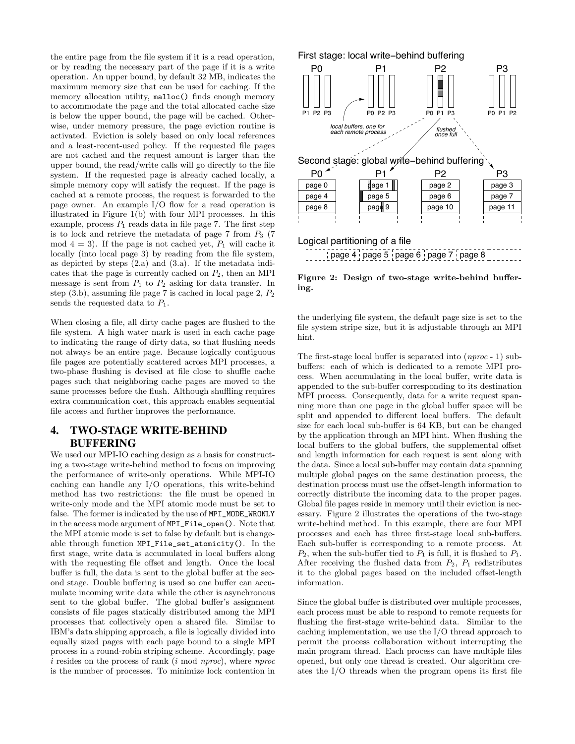the entire page from the file system if it is a read operation, or by reading the necessary part of the page if it is a write operation. An upper bound, by default 32 MB, indicates the maximum memory size that can be used for caching. If the memory allocation utility, `malloc()` finds enough memory to accommodate the page and the total allocated cache size is below the upper bound, the page will be cached. Otherwise, under memory pressure, the page eviction routine is activated. Eviction is solely based on only local references and a least-recent-used policy. If the requested file pages are not cached and the request amount is larger than the upper bound, the read/write calls will go directly to the file system. If the requested page is already cached locally, a simple memory copy will satisfy the request. If the page is cached at a remote process, the request is forwarded to the page owner. An example I/O flow for a read operation is illustrated in Figure 1(b) with four MPI processes. In this example, process $P_1$ reads data in file page 7. The first step is to lock and retrieve the metadata of page 7 from $P_3$ (7 mod 4 = 3). If the page is not cached yet, $P_1$ will cache it locally (into local page 3) by reading from the file system, as depicted by steps (2.a) and (3.a). If the metadata indicates that the page is currently cached on $P_2$, then an MPI message is sent from $P_1$ to $P_2$ asking for data transfer. In step (3.b), assuming file page 7 is cached in local page 2, $P_2$ sends the requested data to $P_1$.

When closing a file, all dirty cache pages are flushed to the file system. A high water mark is used in each cache page to indicating the range of dirty data, so that flushing needs not always be an entire page. Because logically contiguous file pages are potentially scattered across MPI processes, a two-phase flushing is devised at file close to shuffle cache pages such that neighboring cache pages are moved to the same processes before the flush. Although shuffling requires extra communication cost, this approach enables sequential file access and further improves the performance.

## 4. TWO-STAGE WRITE-BEHIND BUFFERING

We used our MPI-IO caching design as a basis for constructing a two-stage write-behind method to focus on improving the performance of write-only operations. While MPI-IO caching can handle any I/O operations, this write-behind method has two restrictions: the file must be opened in write-only mode and the MPI atomic mode must be set to false. The former is indicated by the use of `MPI_MODE_WRONLY` in the access mode argument of `MPI_File_open()`. Note that the MPI atomic mode is set to false by default but is changeable through function `MPI_File_set_atomicity()`. In the first stage, write data is accumulated in local buffers along with the requesting file offset and length. Once the local buffer is full, the data is sent to the global buffer at the second stage. Double buffering is used so one buffer can accumulate incoming write data while the other is asynchronous sent to the global buffer. The global buffer's assignment consists of file pages statically distributed among the MPI processes that collectively open a shared file. Similar to IBM's data shipping approach, a file is logically divided into equally sized pages with each page bound to a single MPI process in a round-robin striping scheme. Accordingly, page $i$ resides on the process of rank ($i$ mod *nproc*), where *nproc* is the number of processes. To minimize lock contention in

First stage: local write−behind buffering

P0 P1 P2 P3

P1 P2 P3 | P0 P2 P3 | P0 P1 P3 | P0 P1 P2

local buffers, one for each remote process

flushed once full

Second stage: global write−behind buffering

P0: page 0, page 4, page 8
P1: page 1, page 5, page 9
P2: page 2, page 6, page 10
P3: page 3, page 7, page 11

Logical partitioning of a file

page 4 page 5 page 6 page 7 page 8

**Figure 2: Design of two-stage write-behind buffering.**

the underlying file system, the default page size is set to the file system stripe size, but it is adjustable through an MPI hint.

The first-stage local buffer is separated into (*nproc* - 1) sub-buffers: each of which is dedicated to a remote MPI process. When accumulating in the local buffer, write data is appended to the sub-buffer corresponding to its destination MPI process. Consequently, data for a write request spanning more than one page in the global buffer space will be split and appended to different local buffers. The default size for each local sub-buffer is 64 KB, but can be changed by the application through an MPI hint. When flushing the local buffers to the global buffers, the supplemental offset and length information for each request is sent along with the data. Since a local sub-buffer may contain data spanning multiple global pages on the same destination process, the destination process must use the offset-length information to correctly distribute the incoming data to the proper pages. Global file pages reside in memory until their eviction is necessary. Figure 2 illustrates the operations of the two-stage write-behind method. In this example, there are four MPI processes and each has three first-stage local sub-buffers. Each sub-buffer is corresponding to a remote process. At $P_2$, when the sub-buffer tied to $P_1$ is full, it is flushed to $P_1$. After receiving the flushed data from $P_2$, $P_1$ redistributes it to the global pages based on the included offset-length information.

Since the global buffer is distributed over multiple processes, each process must be able to respond to remote requests for flushing the first-stage write-behind data. Similar to the caching implementation, we use the I/O thread approach to permit the process collaboration without interrupting the main program thread. Each process can have multiple files opened, but only one thread is created. Our algorithm creates the I/O threads when the program opens its first file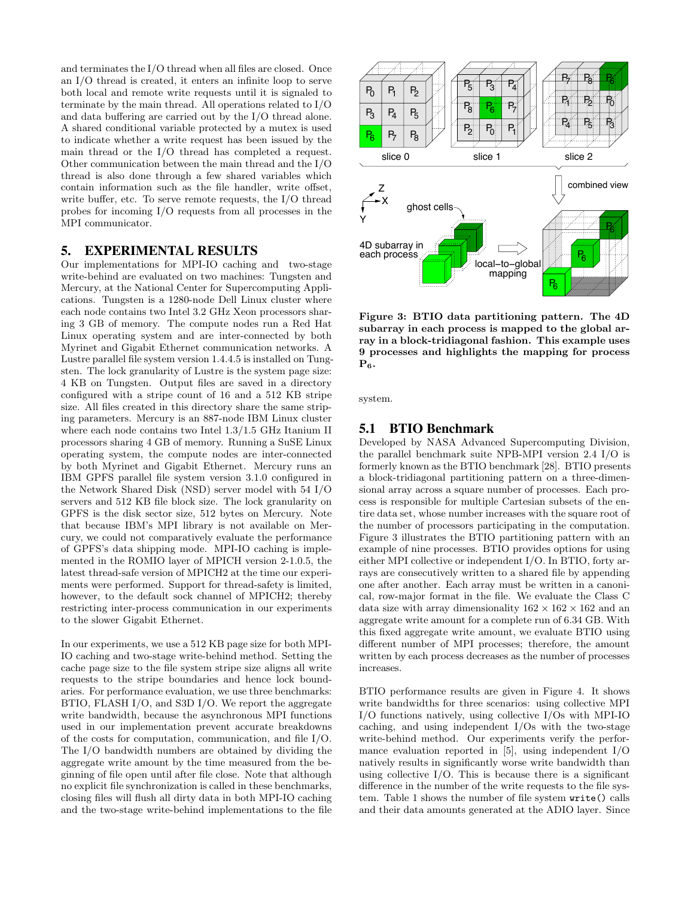and terminates the I/O thread when all files are closed. Once an I/O thread is created, it enters an infinite loop to serve both local and remote write requests until it is signaled to terminate by the main thread. All operations related to I/O and data buffering are carried out by the I/O thread alone. A shared conditional variable protected by a mutex is used to indicate whether a write request has been issued by the main thread or the I/O thread has completed a request. Other communication between the main thread and the I/O thread is also done through a few shared variables which contain information such as the file handler, write offset, write buffer, etc. To serve remote requests, the I/O thread probes for incoming I/O requests from all processes in the MPI communicator.

## 5. EXPERIMENTAL RESULTS

Our implementations for MPI-IO caching and two-stage write-behind are evaluated on two machines: Tungsten and Mercury, at the National Center for Supercomputing Applications. Tungsten is a 1280-node Dell Linux cluster where each node contains two Intel 3.2 GHz Xeon processors sharing 3 GB of memory. The compute nodes run a Red Hat Linux operating system and are inter-connected by both Myrinet and Gigabit Ethernet communication networks. A Lustre parallel file system version 1.4.4.5 is installed on Tungsten. The lock granularity of Lustre is the system page size: 4 KB on Tungsten. Output files are saved in a directory configured with a stripe count of 16 and a 512 KB stripe size. All files created in this directory share the same striping parameters. Mercury is an 887-node IBM Linux cluster where each node contains two Intel 1.3/1.5 GHz Itanium II processors sharing 4 GB of memory. Running a SuSE Linux operating system, the compute nodes are inter-connected by both Myrinet and Gigabit Ethernet. Mercury runs an IBM GPFS parallel file system version 3.1.0 configured in the Network Shared Disk (NSD) server model with 54 I/O servers and 512 KB file block size. The lock granularity on GPFS is the disk sector size, 512 bytes on Mercury. Note that because IBM's MPI library is not available on Mercury, we could not comparatively evaluate the performance of GPFS's data shipping mode. MPI-IO caching is implemented in the ROMIO layer of MPICH version 2-1.0.5, the latest thread-safe version of MPICH2 at the time our experiments were performed. Support for thread-safety is limited, however, to the default sock channel of MPICH2; thereby restricting inter-process communication in our experiments to the slower Gigabit Ethernet.

In our experiments, we use a 512 KB page size for both MPI-IO caching and two-stage write-behind method. Setting the cache page size to the file system stripe size aligns all write requests to the stripe boundaries and hence lock boundaries. For performance evaluation, we use three benchmarks: BTIO, FLASH I/O, and S3D I/O. We report the aggregate write bandwidth, because the asynchronous MPI functions used in our implementation prevent accurate breakdowns of the costs for computation, communication, and file I/O. The I/O bandwidth numbers are obtained by dividing the aggregate write amount by the time measured from the beginning of file open until after file close. Note that although no explicit file synchronization is called in these benchmarks, closing files will flush all dirty data in both MPI-IO caching and the two-stage write-behind implementations to the file system.

**Figure 3: BTIO data partitioning pattern. The 4D subarray in each process is mapped to the global array in a block-tridiagonal fashion. This example uses 9 processes and highlights the mapping for process $P_6$.**

### 5.1 BTIO Benchmark

Developed by NASA Advanced Supercomputing Division, the parallel benchmark suite NPB-MPI version 2.4 I/O is formerly known as the BTIO benchmark [28]. BTIO presents a block-tridiagonal partitioning pattern on a three-dimensional array across a square number of processes. Each process is responsible for multiple Cartesian subsets of the entire data set, whose number increases with the square root of the number of processors participating in the computation. Figure 3 illustrates the BTIO partitioning pattern with an example of nine processes. BTIO provides options for using either MPI collective or independent I/O. In BTIO, forty arrays are consecutively written to a shared file by appending one after another. Each array must be written in a canonical, row-major format in the file. We evaluate the Class C data size with array dimensionality $162 \times 162 \times 162$ and an aggregate write amount for a complete run of 6.34 GB. With this fixed aggregate write amount, we evaluate BTIO using different number of MPI processes; therefore, the amount written by each process decreases as the number of processes increases.

BTIO performance results are given in Figure 4. It shows write bandwidths for three scenarios: using collective MPI I/O functions natively, using collective I/Os with MPI-IO caching, and using independent I/Os with the two-stage write-behind method. Our experiments verify the performance evaluation reported in [5], using independent I/O natively results in significantly worse write bandwidth than using collective I/O. This is because there is a significant difference in the number of the write requests to the file system. Table 1 shows the number of file system `write()` calls and their data amounts generated at the ADIO layer. Since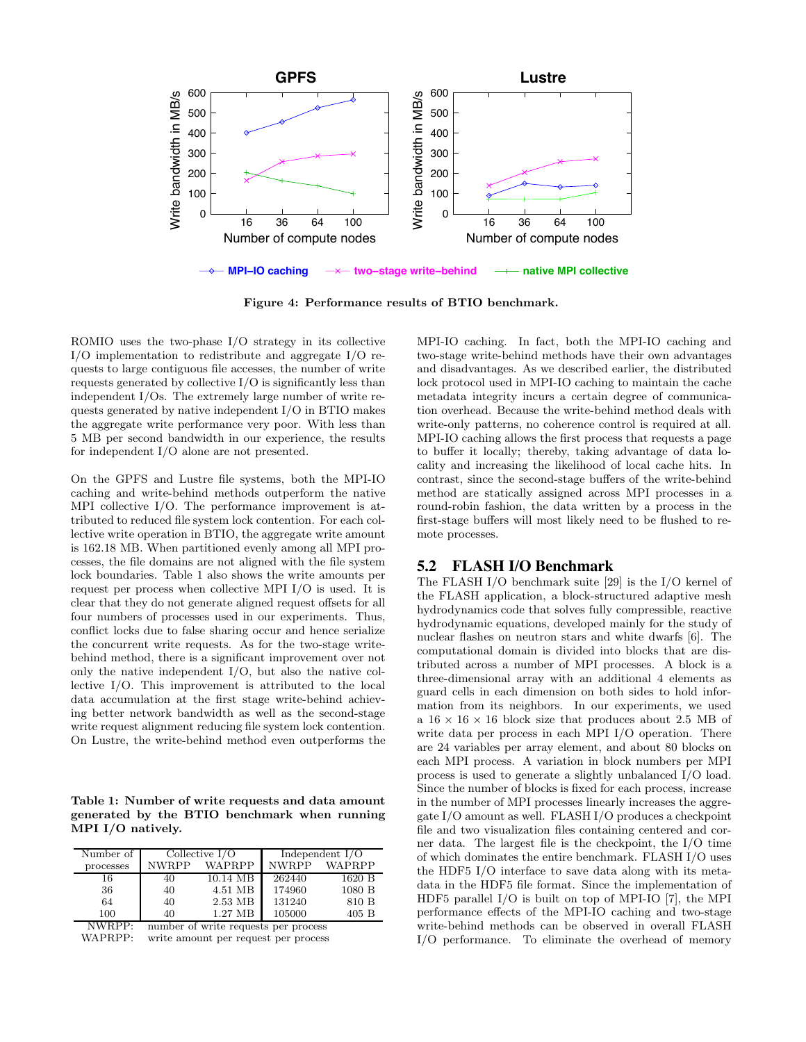Figure 4: Performance results of BTIO benchmark.

ROMIO uses the two-phase I/O strategy in its collective I/O implementation to redistribute and aggregate I/O requests to large contiguous file accesses, the number of write requests generated by collective I/O is significantly less than independent I/Os. The extremely large number of write requests generated by native independent I/O in BTIO makes the aggregate write performance very poor. With less than 5 MB per second bandwidth in our experience, the results for independent I/O alone are not presented.

On the GPFS and Lustre file systems, both the MPI-IO caching and write-behind methods outperform the native MPI collective I/O. The performance improvement is attributed to reduced file system lock contention. For each collective write operation in BTIO, the aggregate write amount is 162.18 MB. When partitioned evenly among all MPI processes, the file domains are not aligned with the file system lock boundaries. Table 1 also shows the write amounts per request per process when collective MPI I/O is used. It is clear that they do not generate aligned request offsets for all four numbers of processes used in our experiments. Thus, conflict locks due to false sharing occur and hence serialize the concurrent write requests. As for the two-stage write-behind method, there is a significant improvement over not only the native independent I/O, but also the native collective I/O. This improvement is attributed to the local data accumulation at the first stage write-behind achieving better network bandwidth as well as the second-stage write request alignment reducing file system lock contention. On Lustre, the write-behind method even outperforms the MPI-IO caching. In fact, both the MPI-IO caching and two-stage write-behind methods have their own advantages and disadvantages. As we described earlier, the distributed lock protocol used in MPI-IO caching to maintain the cache metadata integrity incurs a certain degree of communication overhead. Because the write-behind method deals with write-only patterns, no coherence control is required at all. MPI-IO caching allows the first process that requests a page to buffer it locally; thereby, taking advantage of data locality and increasing the likelihood of local cache hits. In contrast, since the second-stage buffers of the write-behind method are statically assigned across MPI processes in a round-robin fashion, the data written by a process in the first-stage buffers will most likely need to be flushed to remote processes.

**Table 1: Number of write requests and data amount generated by the BTIO benchmark when running MPI I/O natively.**

| Number of processes | Collective I/O | | Independent I/O | |
|---|---|---|---|---|
| | NWRPP | WAPRPP | NWRPP | WAPRPP |
| 16 | 40 | 10.14 MB | 262440 | 1620 B |
| 36 | 40 | 4.51 MB | 174960 | 1080 B |
| 64 | 40 | 2.53 MB | 131240 | 810 B |
| 100 | 40 | 1.27 MB | 105000 | 405 B |

NWRPP: number of write requests per process
WAPRPP: write amount per request per process

## 5.2 FLASH I/O Benchmark

The FLASH I/O benchmark suite [29] is the I/O kernel of the FLASH application, a block-structured adaptive mesh hydrodynamics code that solves fully compressible, reactive hydrodynamic equations, developed mainly for the study of nuclear flashes on neutron stars and white dwarfs [6]. The computational domain is divided into blocks that are distributed across a number of MPI processes. A block is a three-dimensional array with an additional 4 elements as guard cells in each dimension on both sides to hold information from its neighbors. In our experiments, we used a $16 \times 16 \times 16$ block size that produces about 2.5 MB of write data per process in each MPI I/O operation. There are 24 variables per array element, and about 80 blocks on each MPI process. A variation in block numbers per MPI process is used to generate a slightly unbalanced I/O load. Since the number of blocks is fixed for each process, increase in the number of MPI processes linearly increases the aggregate I/O amount as well. FLASH I/O produces a checkpoint file and two visualization files containing centered and corner data. The largest file is the checkpoint, the I/O time of which dominates the entire benchmark. FLASH I/O uses the HDF5 I/O interface to save data along with its metadata in the HDF5 file format. Since the implementation of HDF5 parallel I/O is built on top of MPI-IO [7], the MPI performance effects of the MPI-IO caching and two-stage write-behind methods can be observed in overall FLASH I/O performance. To eliminate the overhead of memory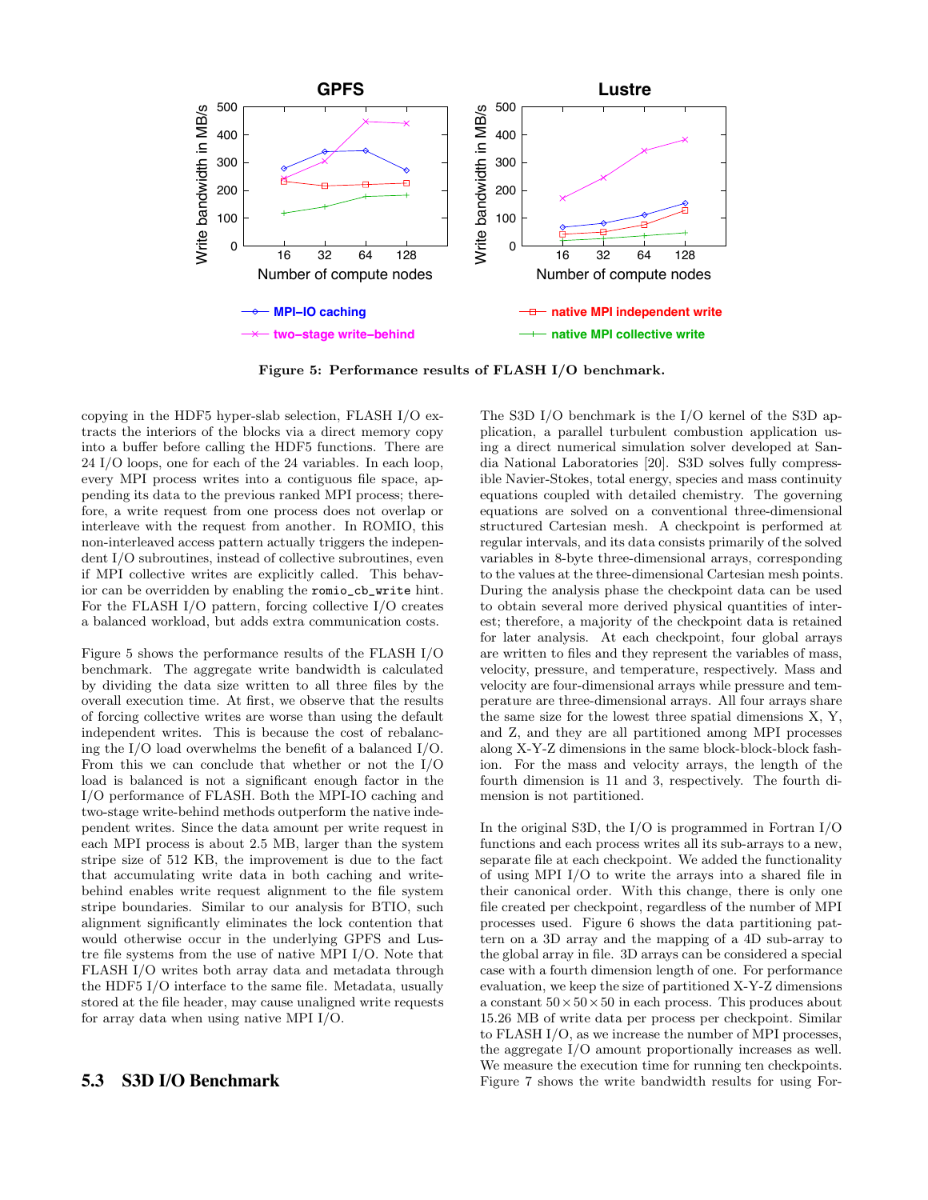Figure 5: Performance results of FLASH I/O benchmark.

copying in the HDF5 hyper-slab selection, FLASH I/O extracts the interiors of the blocks via a direct memory copy into a buffer before calling the HDF5 functions. There are 24 I/O loops, one for each of the 24 variables. In each loop, every MPI process writes into a contiguous file space, appending its data to the previous ranked MPI process; therefore, a write request from one process does not overlap or interleave with the request from another. In ROMIO, this non-interleaved access pattern actually triggers the independent I/O subroutines, instead of collective subroutines, even if MPI collective writes are explicitly called. This behavior can be overridden by enabling the `romio_cb_write` hint. For the FLASH I/O pattern, forcing collective I/O creates a balanced workload, but adds extra communication costs.

Figure 5 shows the performance results of the FLASH I/O benchmark. The aggregate write bandwidth is calculated by dividing the data size written to all three files by the overall execution time. At first, we observe that the results of forcing collective writes are worse than using the default independent writes. This is because the cost of rebalancing the I/O load overwhelms the benefit of a balanced I/O. From this we can conclude that whether or not the I/O load is balanced is not a significant enough factor in the I/O performance of FLASH. Both the MPI-IO caching and two-stage write-behind methods outperform the native independent writes. Since the data amount per write request in each MPI process is about 2.5 MB, larger than the system stripe size of 512 KB, the improvement is due to the fact that accumulating write data in both caching and write-behind enables write request alignment to the file system stripe boundaries. Similar to our analysis for BTIO, such alignment significantly eliminates the lock contention that would otherwise occur in the underlying GPFS and Lustre file systems from the use of native MPI I/O. Note that FLASH I/O writes both array data and metadata through the HDF5 I/O interface to the same file. Metadata, usually stored at the file header, may cause unaligned write requests for array data when using native MPI I/O.

## 5.3 S3D I/O Benchmark

The S3D I/O benchmark is the I/O kernel of the S3D application, a parallel turbulent combustion application using a direct numerical simulation solver developed at Sandia National Laboratories [20]. S3D solves fully compressible Navier-Stokes, total energy, species and mass continuity equations coupled with detailed chemistry. The governing equations are solved on a conventional three-dimensional structured Cartesian mesh. A checkpoint is performed at regular intervals, and its data consists primarily of the solved variables in 8-byte three-dimensional arrays, corresponding to the values at the three-dimensional Cartesian mesh points. During the analysis phase the checkpoint data can be used to obtain several more derived physical quantities of interest; therefore, a majority of the checkpoint data is retained for later analysis. At each checkpoint, four global arrays are written to files and they represent the variables of mass, velocity, pressure, and temperature, respectively. Mass and velocity are four-dimensional arrays while pressure and temperature are three-dimensional arrays. All four arrays share the same size for the lowest three spatial dimensions X, Y, and Z, and they are all partitioned among MPI processes along X-Y-Z dimensions in the same block-block-block fashion. For the mass and velocity arrays, the length of the fourth dimension is 11 and 3, respectively. The fourth dimension is not partitioned.

In the original S3D, the I/O is programmed in Fortran I/O functions and each process writes all its sub-arrays to a new, separate file at each checkpoint. We added the functionality of using MPI I/O to write the arrays into a shared file in their canonical order. With this change, there is only one file created per checkpoint, regardless of the number of MPI processes used. Figure 6 shows the data partitioning pattern on a 3D array and the mapping of a 4D sub-array to the global array in file. 3D arrays can be considered a special case with a fourth dimension length of one. For performance evaluation, we keep the size of partitioned X-Y-Z dimensions a constant $50 \times 50 \times 50$ in each process. This produces about 15.26 MB of write data per process per checkpoint. Similar to FLASH I/O, as we increase the number of MPI processes, the aggregate I/O amount proportionally increases as well. We measure the execution time for running ten checkpoints. Figure 7 shows the write bandwidth results for using For-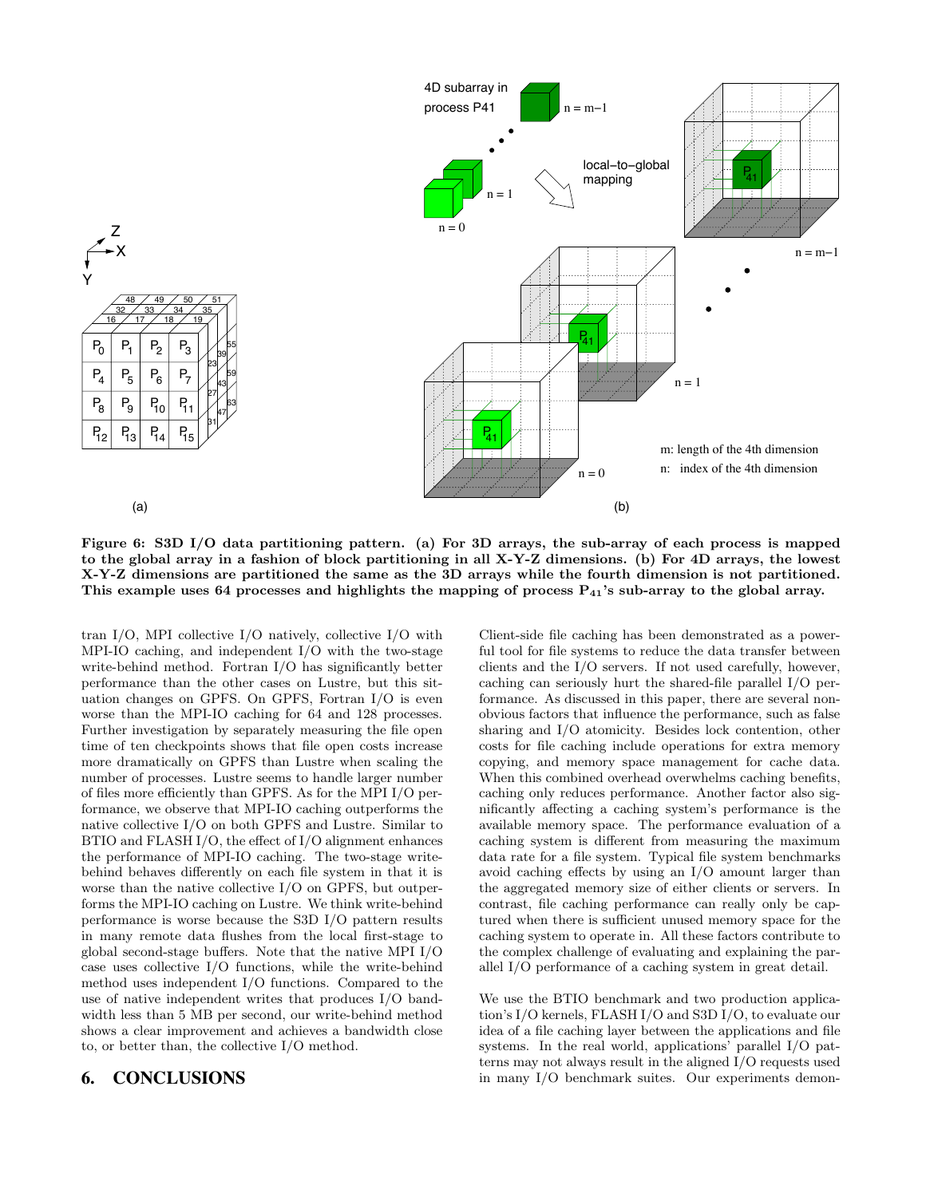4D subarray in process P41

n = m−1

n = 1

n = 0

local−to−global mapping

Z

X

Y

48 49 50 51

32 33 34 35

16 17 18 19

P0 P1 P2 P3

P4 P5 P6 P7

P8 P9 P10 P11

P12 P13 P14 P15

23 27 31

39 43 47

55 59 63

(a)

P41

n = m−1

n = 1

n = 0

m: length of the 4th dimension

n: index of the 4th dimension

(b)

**Figure 6: S3D I/O data partitioning pattern. (a) For 3D arrays, the sub-array of each process is mapped to the global array in a fashion of block partitioning in all X-Y-Z dimensions. (b) For 4D arrays, the lowest X-Y-Z dimensions are partitioned the same as the 3D arrays while the fourth dimension is not partitioned. This example uses 64 processes and highlights the mapping of process $P_{41}$'s sub-array to the global array.**

tran I/O, MPI collective I/O natively, collective I/O with MPI-IO caching, and independent I/O with the two-stage write-behind method. Fortran I/O has significantly better performance than the other cases on Lustre, but this situation changes on GPFS. On GPFS, Fortran I/O is even worse than the MPI-IO caching for 64 and 128 processes. Further investigation by separately measuring the file open time of ten checkpoints shows that file open costs increase more dramatically on GPFS than Lustre when scaling the number of processes. Lustre seems to handle larger number of files more efficiently than GPFS. As for the MPI I/O performance, we observe that MPI-IO caching outperforms the native collective I/O on both GPFS and Lustre. Similar to BTIO and FLASH I/O, the effect of I/O alignment enhances the performance of MPI-IO caching. The two-stage write-behind behaves differently on each file system in that it is worse than the native collective I/O on GPFS, but outperforms the MPI-IO caching on Lustre. We think write-behind performance is worse because the S3D I/O pattern results in many remote data flushes from the local first-stage to global second-stage buffers. Note that the native MPI I/O case uses collective I/O functions, while the write-behind method uses independent I/O functions. Compared to the use of native independent writes that produces I/O bandwidth less than 5 MB per second, our write-behind method shows a clear improvement and achieves a bandwidth close to, or better than, the collective I/O method.

## 6. CONCLUSIONS

Client-side file caching has been demonstrated as a powerful tool for file systems to reduce the data transfer between clients and the I/O servers. If not used carefully, however, caching can seriously hurt the shared-file parallel I/O performance. As discussed in this paper, there are several non-obvious factors that influence the performance, such as false sharing and I/O atomicity. Besides lock contention, other costs for file caching include operations for extra memory copying, and memory space management for cache data. When this combined overhead overwhelms caching benefits, caching only reduces performance. Another factor also significantly affecting a caching system's performance is the available memory space. The performance evaluation of a caching system is different from measuring the maximum data rate for a file system. Typical file system benchmarks avoid caching effects by using an I/O amount larger than the aggregated memory size of either clients or servers. In contrast, file caching performance can really only be captured when there is sufficient unused memory space for the caching system to operate in. All these factors contribute to the complex challenge of evaluating and explaining the parallel I/O performance of a caching system in great detail.

We use the BTIO benchmark and two production application's I/O kernels, FLASH I/O and S3D I/O, to evaluate our idea of a file caching layer between the applications and file systems. In the real world, applications' parallel I/O patterns may not always result in the aligned I/O requests used in many I/O benchmark suites. Our experiments demon-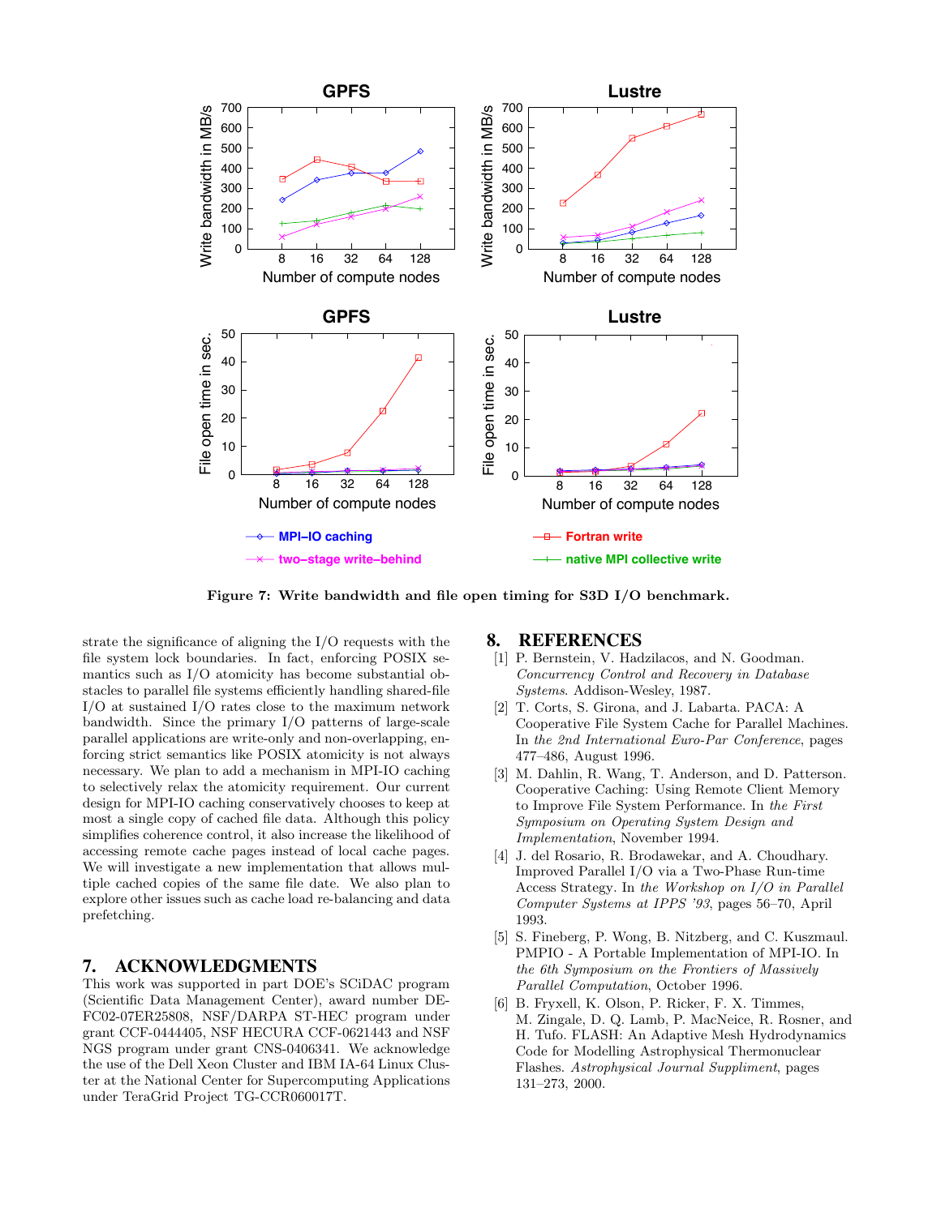Figure 7: Write bandwidth and file open timing for S3D I/O benchmark.

strate the significance of aligning the I/O requests with the file system lock boundaries. In fact, enforcing POSIX semantics such as I/O atomicity has become substantial obstacles to parallel file systems efficiently handling shared-file I/O at sustained I/O rates close to the maximum network bandwidth. Since the primary I/O patterns of large-scale parallel applications are write-only and non-overlapping, enforcing strict semantics like POSIX atomicity is not always necessary. We plan to add a mechanism in MPI-IO caching to selectively relax the atomicity requirement. Our current design for MPI-IO caching conservatively chooses to keep at most a single copy of cached file data. Although this policy simplifies coherence control, it also increase the likelihood of accessing remote cache pages instead of local cache pages. We will investigate a new implementation that allows multiple cached copies of the same file date. We also plan to explore other issues such as cache load re-balancing and data prefetching.

# 7. ACKNOWLEDGMENTS

This work was supported in part DOE's SCiDAC program (Scientific Data Management Center), award number DE-FC02-07ER25808, NSF/DARPA ST-HEC program under grant CCF-0444405, NSF HECURA CCF-0621443 and NSF NGS program under grant CNS-0406341. We acknowledge the use of the Dell Xeon Cluster and IBM IA-64 Linux Cluster at the National Center for Supercomputing Applications under TeraGrid Project TG-CCR060017T.

# 8. REFERENCES

[1] P. Bernstein, V. Hadzilacos, and N. Goodman. *Concurrency Control and Recovery in Database Systems*. Addison-Wesley, 1987.

[2] T. Corts, S. Girona, and J. Labarta. PACA: A Cooperative File System Cache for Parallel Machines. In *the 2nd International Euro-Par Conference*, pages 477–486, August 1996.

[3] M. Dahlin, R. Wang, T. Anderson, and D. Patterson. Cooperative Caching: Using Remote Client Memory to Improve File System Performance. In *the First Symposium on Operating System Design and Implementation*, November 1994.

[4] J. del Rosario, R. Brodawekar, and A. Choudhary. Improved Parallel I/O via a Two-Phase Run-time Access Strategy. In *the Workshop on I/O in Parallel Computer Systems at IPPS '93*, pages 56–70, April 1993.

[5] S. Fineberg, P. Wong, B. Nitzberg, and C. Kuszmaul. PMPIO - A Portable Implementation of MPI-IO. In *the 6th Symposium on the Frontiers of Massively Parallel Computation*, October 1996.

[6] B. Fryxell, K. Olson, P. Ricker, F. X. Timmes, M. Zingale, D. Q. Lamb, P. MacNeice, R. Rosner, and H. Tufo. FLASH: An Adaptive Mesh Hydrodynamics Code for Modelling Astrophysical Thermonuclear Flashes. *Astrophysical Journal Suppliment*, pages 131–273, 2000.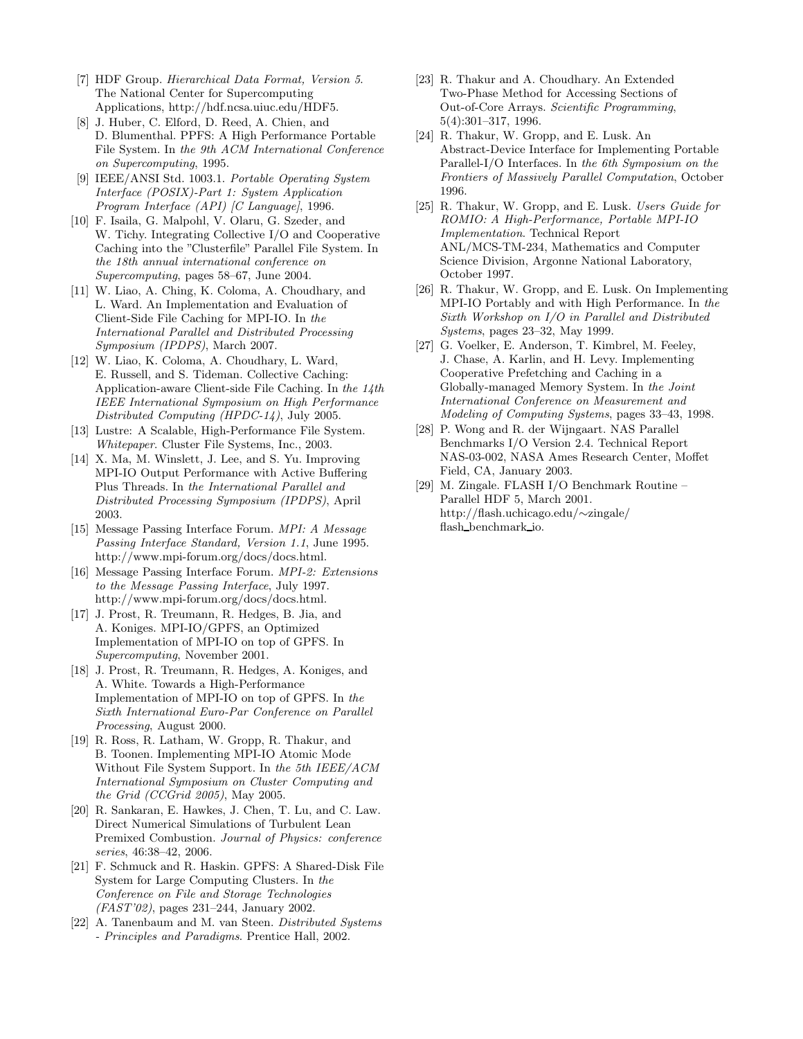[7] HDF Group. *Hierarchical Data Format, Version 5*. The National Center for Supercomputing Applications, http://hdf.ncsa.uiuc.edu/HDF5.

[8] J. Huber, C. Elford, D. Reed, A. Chien, and D. Blumenthal. PPFS: A High Performance Portable File System. In *the 9th ACM International Conference on Supercomputing*, 1995.

[9] IEEE/ANSI Std. 1003.1. *Portable Operating System Interface (POSIX)-Part 1: System Application Program Interface (API) [C Language]*, 1996.

[10] F. Isaila, G. Malpohl, V. Olaru, G. Szeder, and W. Tichy. Integrating Collective I/O and Cooperative Caching into the "Clusterfile" Parallel File System. In *the 18th annual international conference on Supercomputing*, pages 58–67, June 2004.

[11] W. Liao, A. Ching, K. Coloma, A. Choudhary, and L. Ward. An Implementation and Evaluation of Client-Side File Caching for MPI-IO. In *the International Parallel and Distributed Processing Symposium (IPDPS)*, March 2007.

[12] W. Liao, K. Coloma, A. Choudhary, L. Ward, E. Russell, and S. Tideman. Collective Caching: Application-aware Client-side File Caching. In *the 14th IEEE International Symposium on High Performance Distributed Computing (HPDC-14)*, July 2005.

[13] Lustre: A Scalable, High-Performance File System. *Whitepaper*. Cluster File Systems, Inc., 2003.

[14] X. Ma, M. Winslett, J. Lee, and S. Yu. Improving MPI-IO Output Performance with Active Buffering Plus Threads. In *the International Parallel and Distributed Processing Symposium (IPDPS)*, April 2003.

[15] Message Passing Interface Forum. *MPI: A Message Passing Interface Standard, Version 1.1*, June 1995. http://www.mpi-forum.org/docs/docs.html.

[16] Message Passing Interface Forum. *MPI-2: Extensions to the Message Passing Interface*, July 1997. http://www.mpi-forum.org/docs/docs.html.

[17] J. Prost, R. Treumann, R. Hedges, B. Jia, and A. Koniges. MPI-IO/GPFS, an Optimized Implementation of MPI-IO on top of GPFS. In *Supercomputing*, November 2001.

[18] J. Prost, R. Treumann, R. Hedges, A. Koniges, and A. White. Towards a High-Performance Implementation of MPI-IO on top of GPFS. In *the Sixth International Euro-Par Conference on Parallel Processing*, August 2000.

[19] R. Ross, R. Latham, W. Gropp, R. Thakur, and B. Toonen. Implementing MPI-IO Atomic Mode Without File System Support. In *the 5th IEEE/ACM International Symposium on Cluster Computing and the Grid (CCGrid 2005)*, May 2005.

[20] R. Sankaran, E. Hawkes, J. Chen, T. Lu, and C. Law. Direct Numerical Simulations of Turbulent Lean Premixed Combustion. *Journal of Physics: conference series*, 46:38–42, 2006.

[21] F. Schmuck and R. Haskin. GPFS: A Shared-Disk File System for Large Computing Clusters. In *the Conference on File and Storage Technologies (FAST'02)*, pages 231–244, January 2002.

[22] A. Tanenbaum and M. van Steen. *Distributed Systems - Principles and Paradigms*. Prentice Hall, 2002.

[23] R. Thakur and A. Choudhary. An Extended Two-Phase Method for Accessing Sections of Out-of-Core Arrays. *Scientific Programming*, 5(4):301–317, 1996.

[24] R. Thakur, W. Gropp, and E. Lusk. An Abstract-Device Interface for Implementing Portable Parallel-I/O Interfaces. In *the 6th Symposium on the Frontiers of Massively Parallel Computation*, October 1996.

[25] R. Thakur, W. Gropp, and E. Lusk. *Users Guide for ROMIO: A High-Performance, Portable MPI-IO Implementation*. Technical Report ANL/MCS-TM-234, Mathematics and Computer Science Division, Argonne National Laboratory, October 1997.

[26] R. Thakur, W. Gropp, and E. Lusk. On Implementing MPI-IO Portably and with High Performance. In *the Sixth Workshop on I/O in Parallel and Distributed Systems*, pages 23–32, May 1999.

[27] G. Voelker, E. Anderson, T. Kimbrel, M. Feeley, J. Chase, A. Karlin, and H. Levy. Implementing Cooperative Prefetching and Caching in a Globally-managed Memory System. In *the Joint International Conference on Measurement and Modeling of Computing Systems*, pages 33–43, 1998.

[28] P. Wong and R. der Wijngaart. NAS Parallel Benchmarks I/O Version 2.4. Technical Report NAS-03-002, NASA Ames Research Center, Moffet Field, CA, January 2003.

[29] M. Zingale. FLASH I/O Benchmark Routine – Parallel HDF 5, March 2001. http://flash.uchicago.edu/∼zingale/flash_benchmark_io.